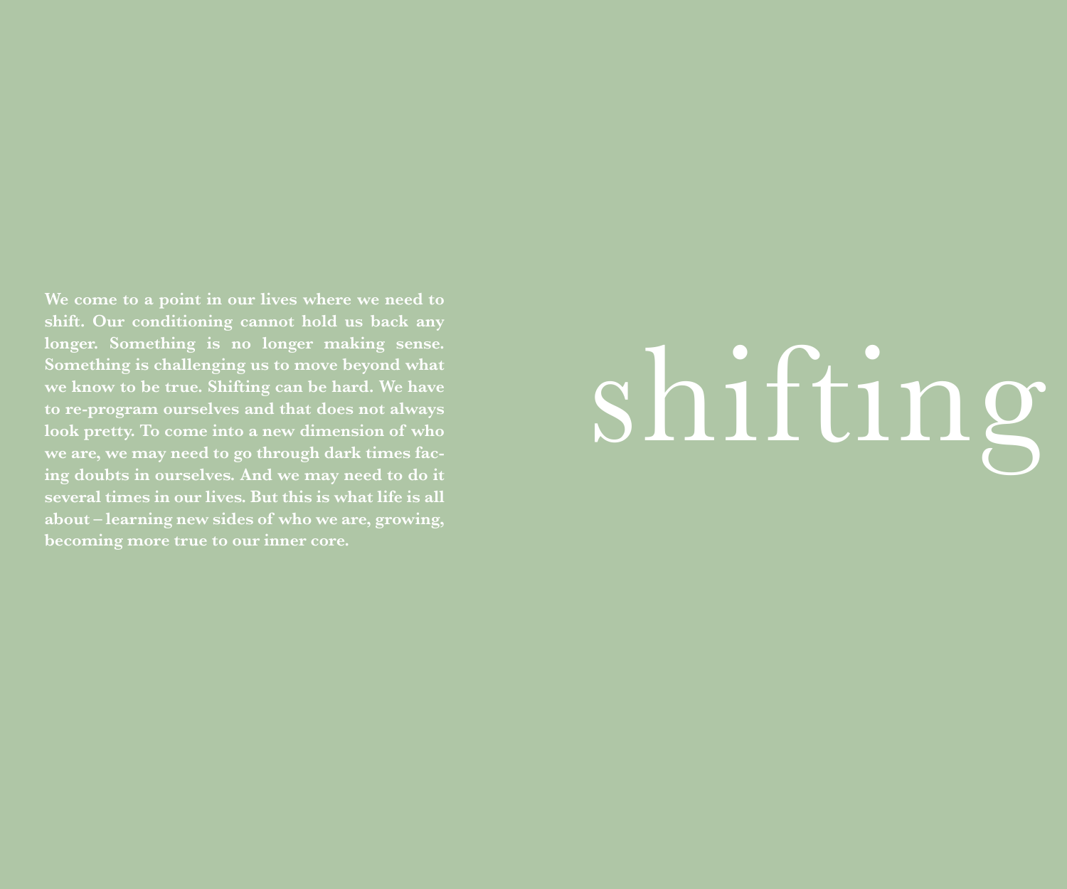# shifting

**We come to a point in our lives where we need to shift. Our conditioning cannot hold us back any longer. Something is no longer making sense. Something is challenging us to move beyond what we know to be true. Shifting can be hard. We have to re-program ourselves and that does not always look pretty. To come into a new dimension of who we are, we may need to go through dark times facing doubts in ourselves. And we may need to do it several times in our lives. But this is what life is all about – learning new sides of who we are, growing, becoming more true to our inner core.**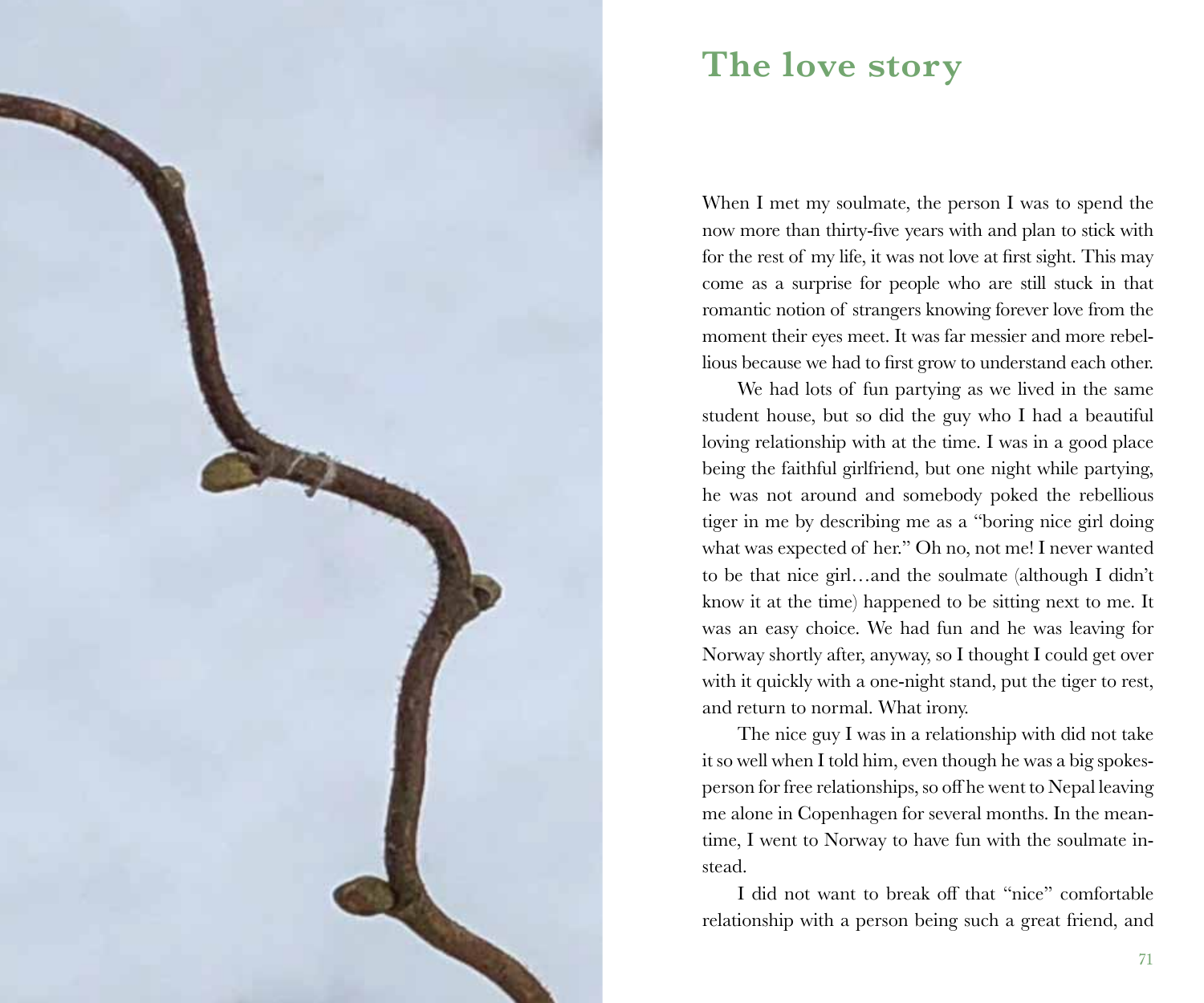# The love story

When I met my soulmate, the person I was to spend the now more than thirty-five years with and plan to stick with for the rest of my life, it was not love at first sight. This may come as a surprise for people who are still stuck in that romantic notion of strangers knowing forever love from the moment their eyes meet. It was far messier and more rebellious because we had to first grow to understand each other.

We had lots of fun partying as we lived in the same student house, but so did the guy who I had a beautiful loving relationship with at the time. I was in a good place being the faithful girlfriend, but one night while partying, he was not around and somebody poked the rebellious tiger in me by describing me as a "boring nice girl doing what was expected of her." Oh no, not me! I never wanted to be that nice girl…and the soulmate (although I didn't know it at the time) happened to be sitting next to me. It was an easy choice. We had fun and he was leaving for Norway shortly after, anyway, so I thought I could get over with it quickly with a one-night stand, put the tiger to rest, and return to normal. What irony.

The nice guy I was in a relationship with did not take it so well when I told him, even though he was a big spokesperson for free relationships, so off he went to Nepal leaving me alone in Copenhagen for several months. In the meantime, I went to Norway to have fun with the soulmate instead.

I did not want to break off that "nice" comfortable relationship with a person being such a great friend, and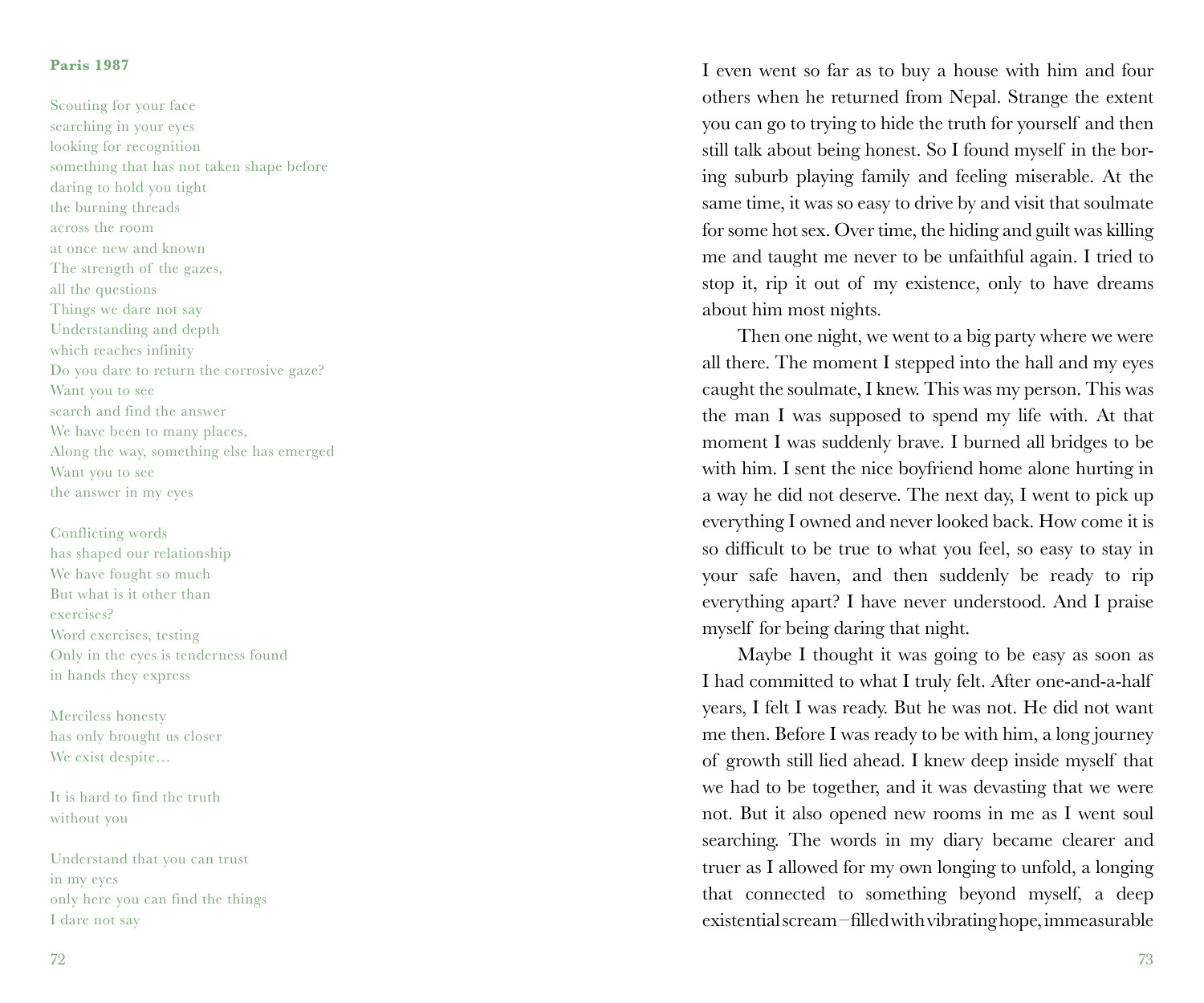**Paris 1987**

Scouting for your face  
searching in your eyes  
looking for recognition  
something that has not taken shape before  
daring to hold you tight  
the burning threads  
across the room  
at once new and known  
The strength of the gazes,  
all the questions  
Things we dare not say  
Understanding and depth  
which reaches infinity  
Do you dare to return the corrosive gaze?  
Want you to see  
search and find the answer  
We have been to many places,  
Along the way, something else has emerged  
Want you to see  
the answer in my eyes

Conflicting words  
has shaped our relationship  
We have fought so much  
But what is it other than  
exercises?  
Word exercises, testing  
Only in the eyes is tenderness found  
in hands they express

Merciless honesty  
has only brought us closer  
We exist despite…

It is hard to find the truth  
without you

Understand that you can trust  
in my eyes  
only here you can find the things  
I dare not say

I even went so far as to buy a house with him and four others when he returned from Nepal. Strange the extent you can go to trying to hide the truth for yourself and then still talk about being honest. So I found myself in the boring suburb playing family and feeling miserable. At the same time, it was so easy to drive by and visit that soulmate for some hot sex. Over time, the hiding and guilt was killing me and taught me never to be unfaithful again. I tried to stop it, rip it out of my existence, only to have dreams about him most nights.

Then one night, we went to a big party where we were all there. The moment I stepped into the hall and my eyes caught the soulmate, I knew. This was my person. This was the man I was supposed to spend my life with. At that moment I was suddenly brave. I burned all bridges to be with him. I sent the nice boyfriend home alone hurting in a way he did not deserve. The next day, I went to pick up everything I owned and never looked back. How come it is so difficult to be true to what you feel, so easy to stay in your safe haven, and then suddenly be ready to rip everything apart? I have never understood. And I praise myself for being daring that night.

Maybe I thought it was going to be easy as soon as I had committed to what I truly felt. After one-and-a-half years, I felt I was ready. But he was not. He did not want me then. Before I was ready to be with him, a long journey of growth still lied ahead. I knew deep inside myself that we had to be together, and it was devasting that we were not. But it also opened new rooms in me as I went soul searching. The words in my diary became clearer and truer as I allowed for my own longing to unfold, a longing that connected to something beyond myself, a deep existential scream – filled with vibrating hope, immeasurable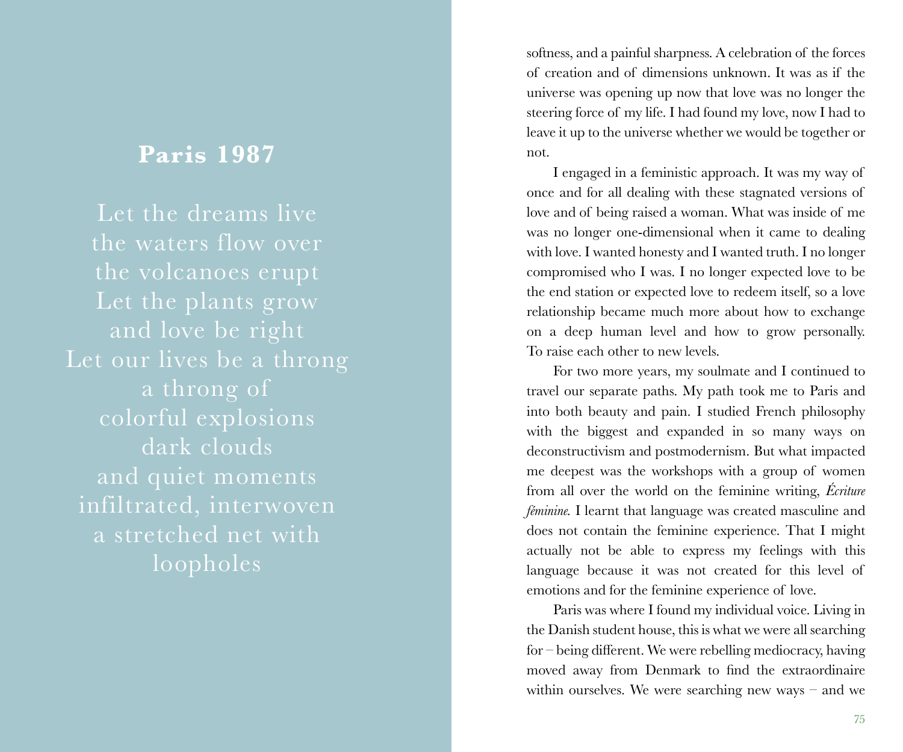## Paris 1987

Let the dreams live
the waters flow over
the volcanoes erupt
Let the plants grow
and love be right
Let our lives be a throng
a throng of
colorful explosions
dark clouds
and quiet moments
infiltrated, interwoven
a stretched net with
loopholes

softness, and a painful sharpness. A celebration of the forces of creation and of dimensions unknown. It was as if the universe was opening up now that love was no longer the steering force of my life. I had found my love, now I had to leave it up to the universe whether we would be together or not.

I engaged in a feministic approach. It was my way of once and for all dealing with these stagnated versions of love and of being raised a woman. What was inside of me was no longer one-dimensional when it came to dealing with love. I wanted honesty and I wanted truth. I no longer compromised who I was. I no longer expected love to be the end station or expected love to redeem itself, so a love relationship became much more about how to exchange on a deep human level and how to grow personally. To raise each other to new levels.

For two more years, my soulmate and I continued to travel our separate paths. My path took me to Paris and into both beauty and pain. I studied French philosophy with the biggest and expanded in so many ways on deconstructivism and postmodernism. But what impacted me deepest was the workshops with a group of women from all over the world on the feminine writing, *Écriture féminine*. I learnt that language was created masculine and does not contain the feminine experience. That I might actually not be able to express my feelings with this language because it was not created for this level of emotions and for the feminine experience of love.

Paris was where I found my individual voice. Living in the Danish student house, this is what we were all searching for – being different. We were rebelling mediocracy, having moved away from Denmark to find the extraordinaire within ourselves. We were searching new ways – and we